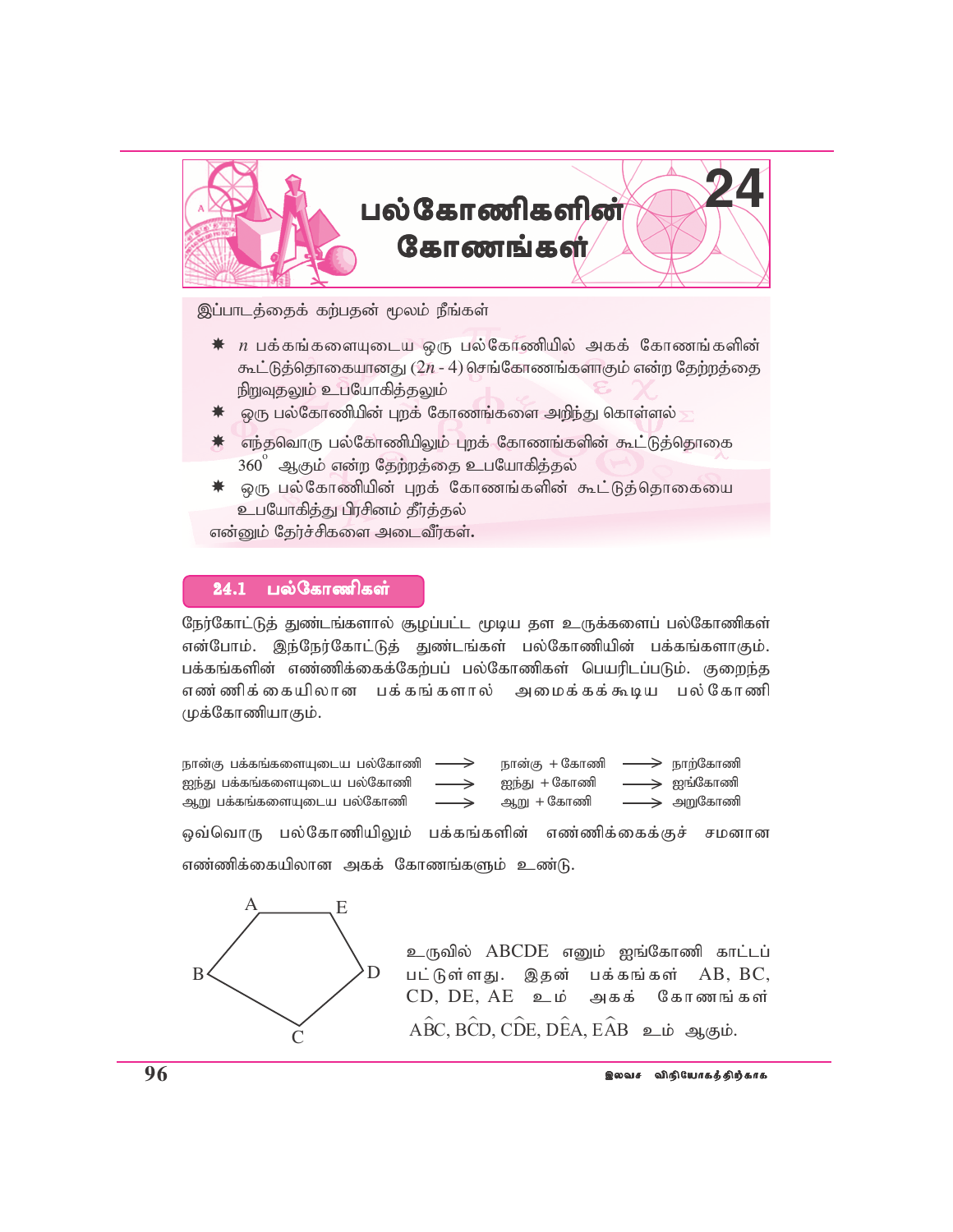# 24 பல்கோணிகளின் கோணங்கள்

இப்பாடத்தைக் கற்பதன் மூலம் நீங்கள்

- $n$ பக்கங்களையுடைய ஒரு பல்கோணியில் அகக் கோணங்களின் கூட்டுத்தொகையானது $(2n - 4)$ செங்கோணங்களாகும் என்ற தேற்றத்தை நிறுவுதலும் உபயோகித்தலும்
- ஒரு பல்கோணியின் புறக் கோணங்களை அறிந்து கொள்ளல்
- எந்தவொரு பல்கோணியிலும் புறக் கோணங்களின் கூட்டுத்தொகை $360^{\circ}$ ஆகும் என்ற தேற்றத்தை உபயோகித்தல்
- ஒரு பல்கோணியின் புறக் கோணங்களின் கூட்டுத்தொகையை உபயோகித்து பிரசினம் தீர்த்தல்

என்னும் தேர்ச்சிகளை அடைவீர்கள்.

## 24.1 பல்கோணிகள்

நேர்கோட்டுத் துண்டங்களால் சூழப்பட்ட மூடிய தள உருக்களைப் பல்கோணிகள் என்போம். இந்நேர்கோட்டுத் துண்டங்கள் பல்கோணியின் பக்கங்களாகும். பக்கங்களின் எண்ணிக்கைக்கேற்பப் பல்கோணிகள் பெயரிடப்படும். குறைந்த எண்ணிக்கையிலான பக்கங்களால் அமைக்கக்கூடிய பல்கோணி முக்கோணியாகும்.

நான்கு பக்கங்களையுடைய பல்கோணி ⟶ நான்கு + கோணி ⟶ நாற்கோணி
ஐந்து பக்கங்களையுடைய பல்கோணி ⟶ ஐந்து + கோணி ⟶ ஐங்கோணி
ஆறு பக்கங்களையுடைய பல்கோணி ⟶ ஆறு + கோணி ⟶ அறுகோணி

ஒவ்வொரு பல்கோணியிலும் பக்கங்களின் எண்ணிக்கைக்குச் சமனான எண்ணிக்கையிலான அகக் கோணங்களும் உண்டு.

உருவில் ABCDE எனும் ஐங்கோணி காட்டப்பட்டுள்ளது. இதன் பக்கங்கள் AB, BC, CD, DE, AE உம் அகக் கோணங்கள் $A\hat{B}C, B\hat{C}D, C\hat{D}E, D\hat{E}A, E\hat{A}B$ உம் ஆகும்.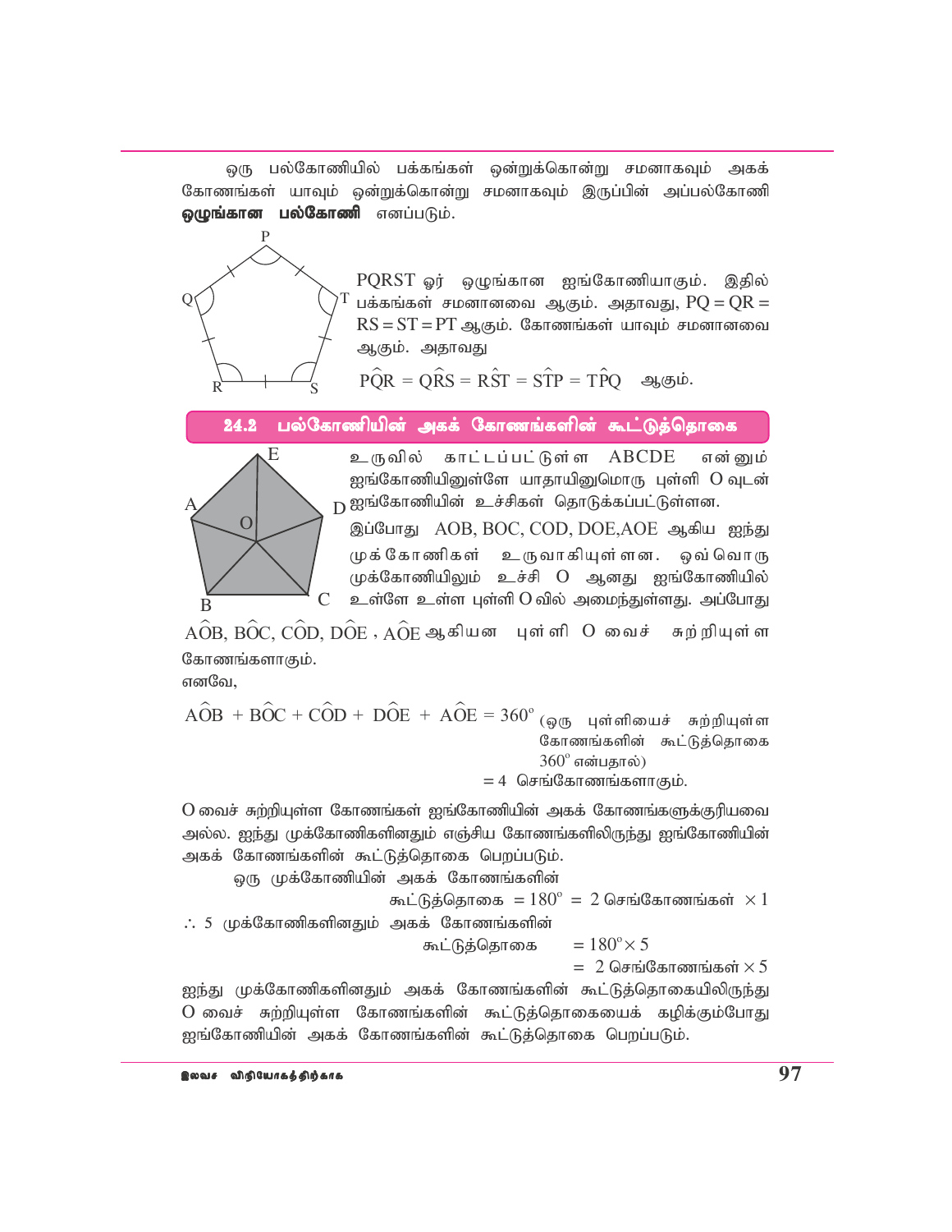ஒரு பல்கோணியில் பக்கங்கள் ஒன்றுக்கொன்று சமனாகவும் அகக் கோணங்கள் யாவும் ஒன்றுக்கொன்று சமனாகவும் இருப்பின் அப்பல்கோணி **ஒழுங்கான பல்கோணி** எனப்படும்.

PQRST ஓர் ஒழுங்கான ஐங்கோணியாகும். இதில் பக்கங்கள் சமனானவை ஆகும். அதாவது, PQ = QR = RS = ST = PT ஆகும். கோணங்கள் யாவும் சமனானவை ஆகும். அதாவது

$P\hat{Q}R = Q\hat{R}S = R\hat{S}T = S\hat{T}P = T\hat{P}Q$ ஆகும்.

## 24.2 பல்கோணியின் அகக் கோணங்களின் கூட்டுத்தொகை

உருவில் காட்டப்பட்டுள்ள ABCDE என்னும் ஐங்கோணியினுள்ளே யாதாயினுமொரு புள்ளி O வுடன் ஐங்கோணியின் உச்சிகள் தொடுக்கப்பட்டுள்ளன.

இப்போது AOB, BOC, COD, DOE, AOE ஆகிய ஐந்து முக்கோணிகள் உருவாகியுள்ளன. ஒவ்வொரு முக்கோணியிலும் உச்சி O ஆனது ஐங்கோணியில் உள்ளே உள்ள புள்ளி O வில் அமைந்துள்ளது. அப்போது $A\hat{O}B, B\hat{O}C, C\hat{O}D, D\hat{O}E$ , $A\hat{O}E$ ஆகியன புள்ளி O வைச் சுற்றியுள்ள கோணங்களாகும்.

எனவே,

$A\hat{O}B + B\hat{O}C + C\hat{O}D + D\hat{O}E + A\hat{O}E = 360^\circ$ (ஒரு புள்ளியைச் சுற்றியுள்ள கோணங்களின் கூட்டுத்தொகை $360^\circ$ என்பதால்)

= 4 செங்கோணங்களாகும்.

O வைச் சுற்றியுள்ள கோணங்கள் ஐங்கோணியின் அகக் கோணங்களுக்குரியவை அல்ல. ஐந்து முக்கோணிகளினதும் எஞ்சிய கோணங்களிலிருந்து ஐங்கோணியின் அகக் கோணங்களின் கூட்டுத்தொகை பெறப்படும்.

ஒரு முக்கோணியின் அகக் கோணங்களின் கூட்டுத்தொகை $= 180^\circ$ = 2 செங்கோணங்கள் $\times 1$

$\therefore$ 5 முக்கோணிகளினதும் அகக் கோணங்களின் கூட்டுத்தொகை $= 180^\circ \times 5$

= 2 செங்கோணங்கள் $\times 5$

ஐந்து முக்கோணிகளினதும் அகக் கோணங்களின் கூட்டுத்தொகையிலிருந்து O வைச் சுற்றியுள்ள கோணங்களின் கூட்டுத்தொகையைக் கழிக்கும்போது ஐங்கோணியின் அகக் கோணங்களின் கூட்டுத்தொகை பெறப்படும்.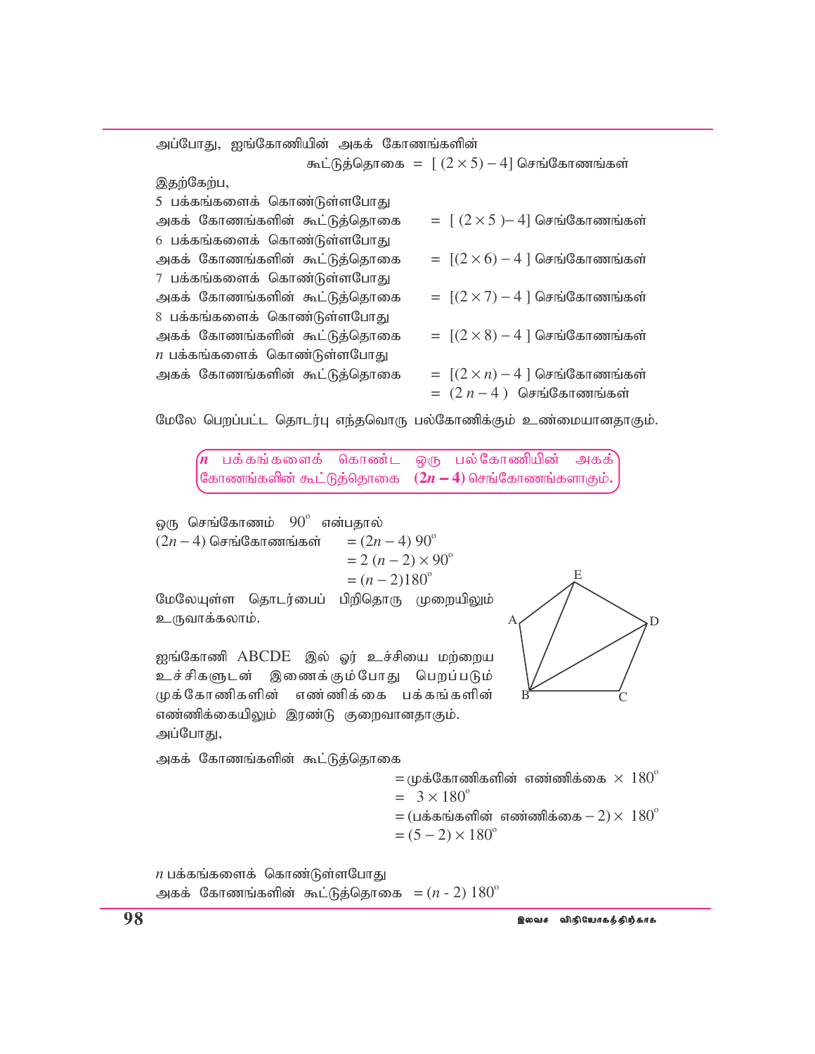அப்போது, ஐங்கோணியின் அகக் கோணங்களின்

கூட்டுத்தொகை $= [(2 \times 5) - 4]$ செங்கோணங்கள்

இதற்கேற்ப,

5 பக்கங்களைக் கொண்டுள்ளபோது
அகக் கோணங்களின் கூட்டுத்தொகை $= [(2 \times 5) - 4]$ செங்கோணங்கள்

6 பக்கங்களைக் கொண்டுள்ளபோது
அகக் கோணங்களின் கூட்டுத்தொகை $= [(2 \times 6) - 4]$ செங்கோணங்கள்

7 பக்கங்களைக் கொண்டுள்ளபோது
அகக் கோணங்களின் கூட்டுத்தொகை $= [(2 \times 7) - 4]$ செங்கோணங்கள்

8 பக்கங்களைக் கொண்டுள்ளபோது
அகக் கோணங்களின் கூட்டுத்தொகை $= [(2 \times 8) - 4]$ செங்கோணங்கள்

$n$ பக்கங்களைக் கொண்டுள்ளபோது
அகக் கோணங்களின் கூட்டுத்தொகை $= [(2 \times n) - 4]$ செங்கோணங்கள்
$= (2n - 4)$ செங்கோணங்கள்

மேலே பெறப்பட்ட தொடர்பு எந்தவொரு பல்கோணிக்கும் உண்மையானதாகும்.

> **$n$ பக்கங்களைக் கொண்ட ஒரு பல்கோணியின் அகக் கோணங்களின் கூட்டுத்தொகை $(2n - 4)$ செங்கோணங்களாகும்.**

ஒரு செங்கோணம் $90^\circ$ என்பதால்

$(2n - 4)$ செங்கோணங்கள் $= (2n - 4)\, 90^\circ$
$= 2\,(n - 2) \times 90^\circ$
$= (n - 2)180^\circ$

மேலேயுள்ள தொடர்பைப் பிறிதொரு முறையிலும் உருவாக்கலாம்.

ஐங்கோணி ABCDE இல் ஓர் உச்சியை மற்றைய உச்சிகளுடன் இணைக்கும்போது பெறப்படும் முக்கோணிகளின் எண்ணிக்கை பக்கங்களின் எண்ணிக்கையிலும் இரண்டு குறைவானதாகும்.

அப்போது,

அகக் கோணங்களின் கூட்டுத்தொகை

$=$ முக்கோணிகளின் எண்ணிக்கை $\times 180^\circ$
$= 3 \times 180^\circ$
$=$ (பக்கங்களின் எண்ணிக்கை $- 2) \times 180^\circ$
$= (5 - 2) \times 180^\circ$

$n$ பக்கங்களைக் கொண்டுள்ளபோது
அகக் கோணங்களின் கூட்டுத்தொகை $= (n - 2)\, 180^\circ$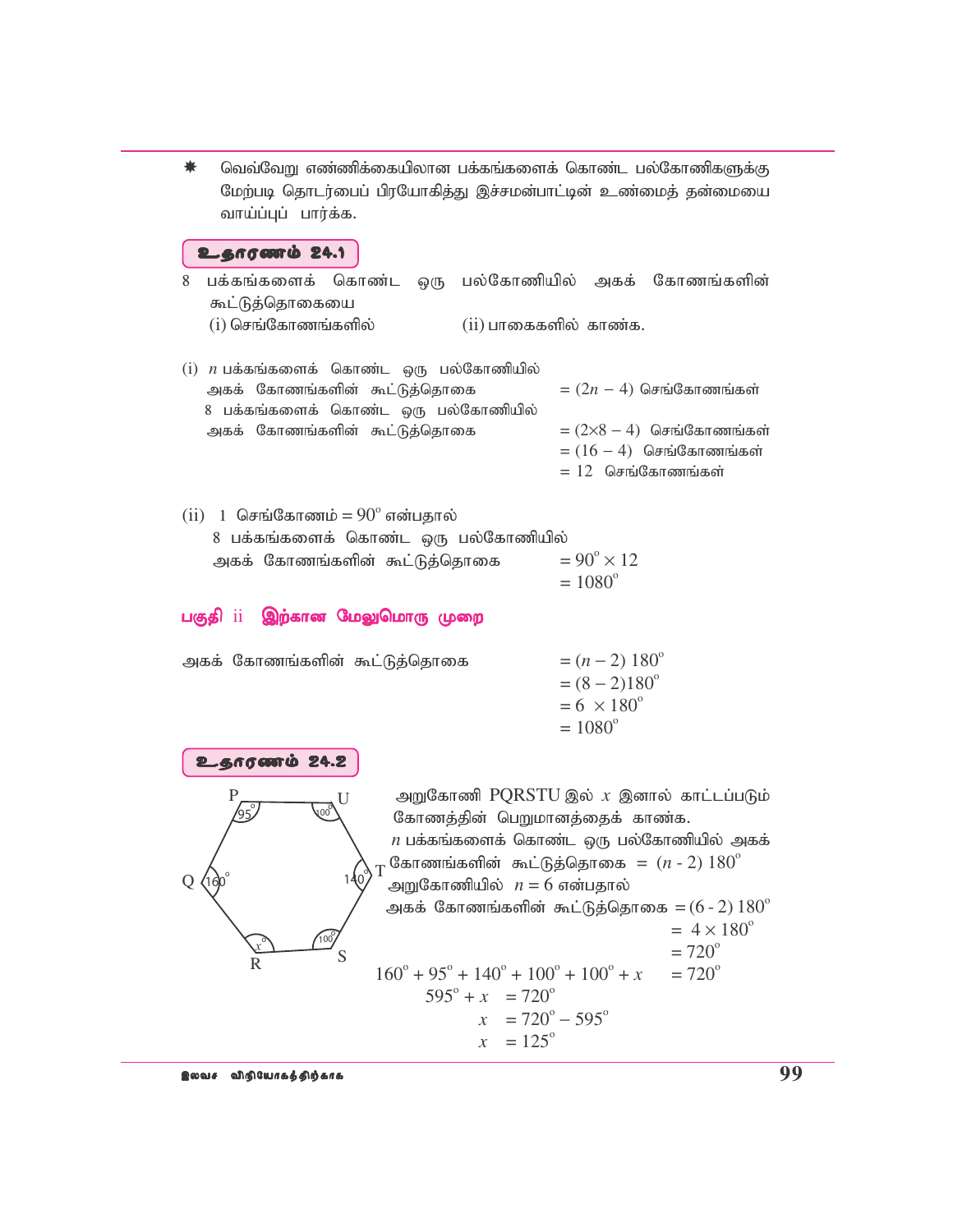* வெவ்வேறு எண்ணிக்கையிலான பக்கங்களைக் கொண்ட பல்கோணிகளுக்கு மேற்படி தொடர்பைப் பிரயோகித்து இச்சமன்பாட்டின் உண்மைத் தன்மையை வாய்ப்புப் பார்க்க.

**உதாரணம் 24.1**

8 பக்கங்களைக் கொண்ட ஒரு பல்கோணியில் அகக் கோணங்களின் கூட்டுத்தொகையை
(i) செங்கோணங்களில் (ii) பாகைகளில் காண்க.

(i) $n$ பக்கங்களைக் கொண்ட ஒரு பல்கோணியில் அகக் கோணங்களின் கூட்டுத்தொகை $= (2n - 4)$ செங்கோணங்கள்

8 பக்கங்களைக் கொண்ட ஒரு பல்கோணியில் அகக் கோணங்களின் கூட்டுத்தொகை $= (2\times 8 - 4)$ செங்கோணங்கள்
$= (16 - 4)$ செங்கோணங்கள்
$= 12$ செங்கோணங்கள்

(ii) 1 செங்கோணம் $= 90^\circ$ என்பதால்
8 பக்கங்களைக் கொண்ட ஒரு பல்கோணியில் அகக் கோணங்களின் கூட்டுத்தொகை $= 90^\circ \times 12$
$= 1080^\circ$

**பகுதி ii இற்கான மேலுமொரு முறை**

அகக் கோணங்களின் கூட்டுத்தொகை $= (n - 2)\, 180^\circ$
$= (8 - 2) 180^\circ$
$= 6 \times 180^\circ$
$= 1080^\circ$

**உதாரணம் 24.2**

(அறுகோணி PQRSTU: P இல் $95^\circ$, U இல் $100^\circ$, Q இல் $160^\circ$, T இல் $140^\circ$, S இல் $100^\circ$, R இல் $x$)

அறுகோணி PQRSTU இல் $x$ இனால் காட்டப்படும் கோணத்தின் பெறுமானத்தைக் காண்க.

$n$ பக்கங்களைக் கொண்ட ஒரு பல்கோணியில் அகக் கோணங்களின் கூட்டுத்தொகை $= (n - 2)\, 180^\circ$

அறுகோணியில் $n = 6$ என்பதால்

அகக் கோணங்களின் கூட்டுத்தொகை $= (6 - 2)\, 180^\circ$
$= 4 \times 180^\circ$
$= 720^\circ$

$160^\circ + 95^\circ + 140^\circ + 100^\circ + 100^\circ + x = 720^\circ$

$595^\circ + x = 720^\circ$

$x = 720^\circ - 595^\circ$

$x = 125^\circ$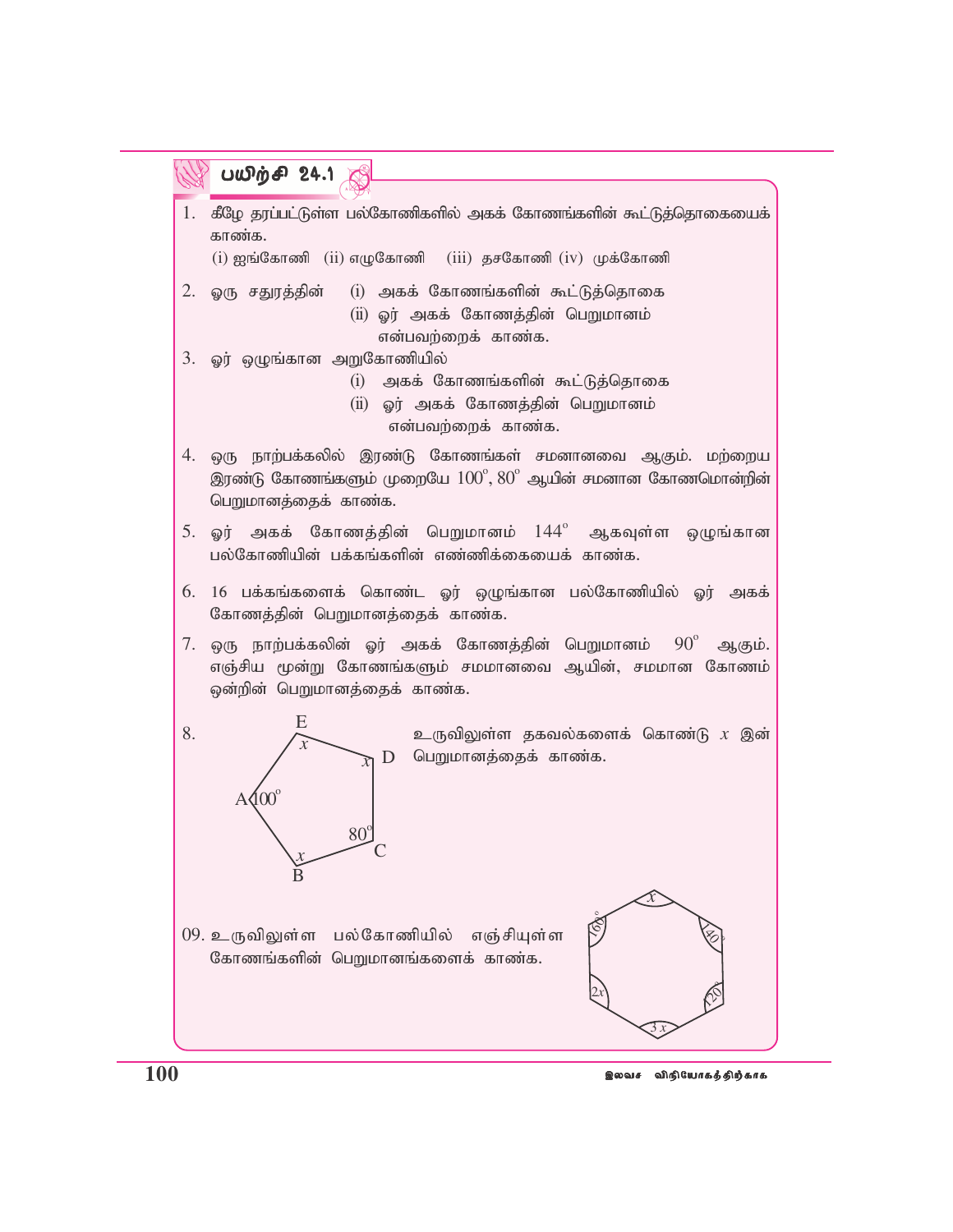## பயிற்சி 24.1

1. கீழே தரப்பட்டுள்ள பல்கோணிகளில் அகக் கோணங்களின் கூட்டுத்தொகையைக் காண்க.
   (i) ஐங்கோணி (ii) எழுகோணி (iii) தசகோணி (iv) முக்கோணி

2. ஒரு சதுரத்தின் (i) அகக் கோணங்களின் கூட்டுத்தொகை
   (ii) ஓர் அகக் கோணத்தின் பெறுமானம்
   என்பவற்றைக் காண்க.

3. ஓர் ஒழுங்கான அறுகோணியில்
   (i) அகக் கோணங்களின் கூட்டுத்தொகை
   (ii) ஓர் அகக் கோணத்தின் பெறுமானம்
   என்பவற்றைக் காண்க.

4. ஒரு நாற்பக்கலில் இரண்டு கோணங்கள் சமனானவை ஆகும். மற்றைய இரண்டு கோணங்களும் முறையே $100^\circ$, $80^\circ$ ஆயின் சமனான கோணமொன்றின் பெறுமானத்தைக் காண்க.

5. ஓர் அகக் கோணத்தின் பெறுமானம் $144^\circ$ ஆகவுள்ள ஒழுங்கான பல்கோணியின் பக்கங்களின் எண்ணிக்கையைக் காண்க.

6. 16 பக்கங்களைக் கொண்ட ஓர் ஒழுங்கான பல்கோணியில் ஓர் அகக் கோணத்தின் பெறுமானத்தைக் காண்க.

7. ஒரு நாற்பக்கலின் ஓர் அகக் கோணத்தின் பெறுமானம் $90^\circ$ ஆகும். எஞ்சிய மூன்று கோணங்களும் சமமானவை ஆயின், சமமான கோணம் ஒன்றின் பெறுமானத்தைக் காண்க.

8. உருவிலுள்ள தகவல்களைக் கொண்டு $x$ இன் பெறுமானத்தைக் காண்க.

   (ஐங்கோணி ABCDE: A = $100^\circ$, B = $x$, C = $80^\circ$, D = $x$, E = $x$)

09. உருவிலுள்ள பல்கோணியில் எஞ்சியுள்ள கோணங்களின் பெறுமானங்களைக் காண்க.

   (அறுகோணி: கோணங்கள் $x$, $140^\circ$, $120^\circ$, $3x$, $2x$, $160^\circ$)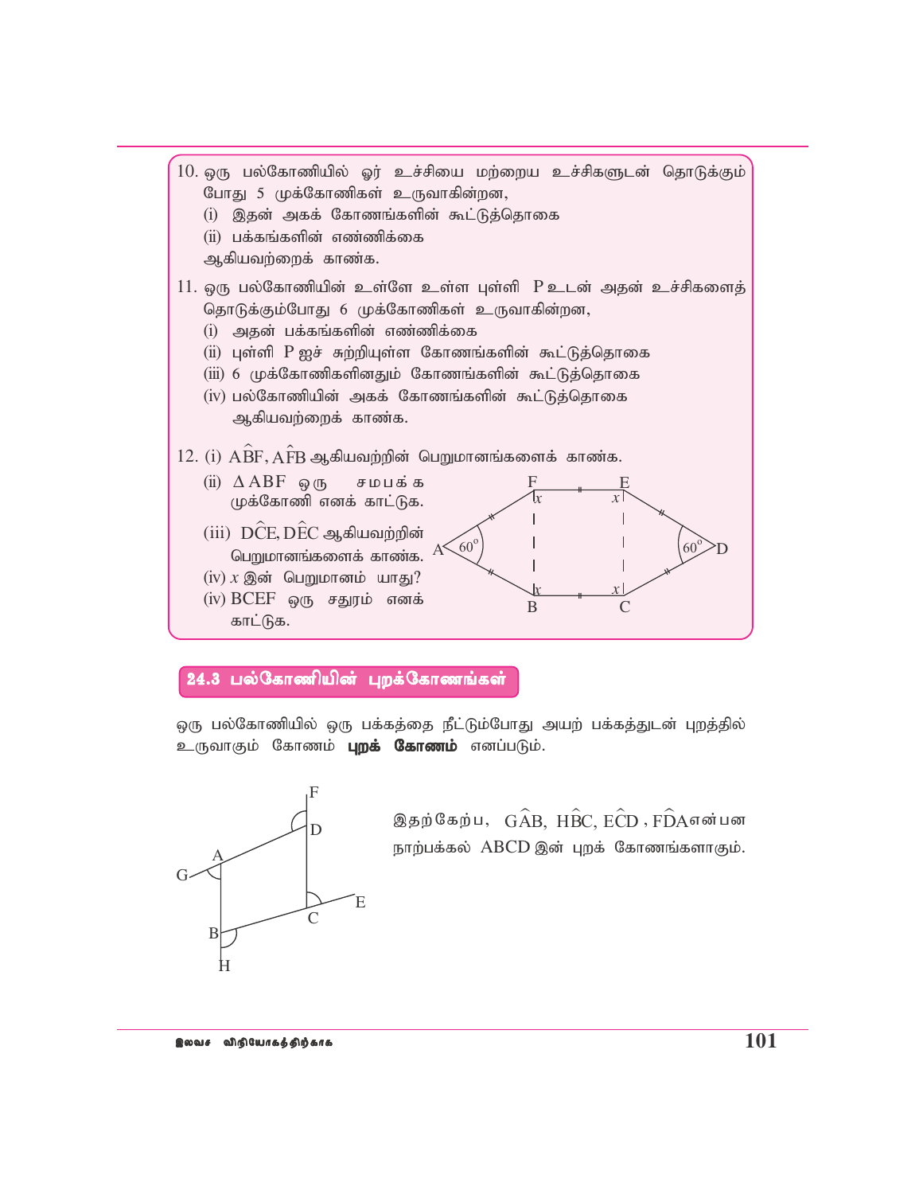10. ஒரு பல்கோணியில் ஓர் உச்சியை மற்றைய உச்சிகளுடன் தொடுக்கும் போது 5 முக்கோணிகள் உருவாகின்றன,
   (i) இதன் அகக் கோணங்களின் கூட்டுத்தொகை
   (ii) பக்கங்களின் எண்ணிக்கை
   ஆகியவற்றைக் காண்க.

11. ஒரு பல்கோணியின் உள்ளே உள்ள புள்ளி P உடன் அதன் உச்சிகளைத் தொடுக்கும்போது 6 முக்கோணிகள் உருவாகின்றன,
   (i) அதன் பக்கங்களின் எண்ணிக்கை
   (ii) புள்ளி P ஐச் சுற்றியுள்ள கோணங்களின் கூட்டுத்தொகை
   (iii) 6 முக்கோணிகளினதும் கோணங்களின் கூட்டுத்தொகை
   (iv) பல்கோணியின் அகக் கோணங்களின் கூட்டுத்தொகை
   ஆகியவற்றைக் காண்க.

12. (i) $A\hat{B}F, A\hat{F}B$ ஆகியவற்றின் பெறுமானங்களைக் காண்க.
   (ii) $\Delta ABF$ ஒரு சமபக்க முக்கோணி எனக் காட்டுக.
   (iii) $D\hat{C}E, D\hat{E}C$ ஆகியவற்றின் பெறுமானங்களைக் காண்க.
   (iv) $x$ இன் பெறுமானம் யாது?
   (iv) BCEF ஒரு சதுரம் எனக் காட்டுக.

## 24.3 பல்கோணியின் புறக்கோணங்கள்

ஒரு பல்கோணியில் ஒரு பக்கத்தை நீட்டும்போது அயற் பக்கத்துடன் புறத்தில் உருவாகும் கோணம் **புறக் கோணம்** எனப்படும்.

இதற்கேற்ப, $G\hat{A}B, H\hat{B}C, E\hat{C}D, F\hat{D}A$ என்பன நாற்பக்கல் ABCD இன் புறக் கோணங்களாகும்.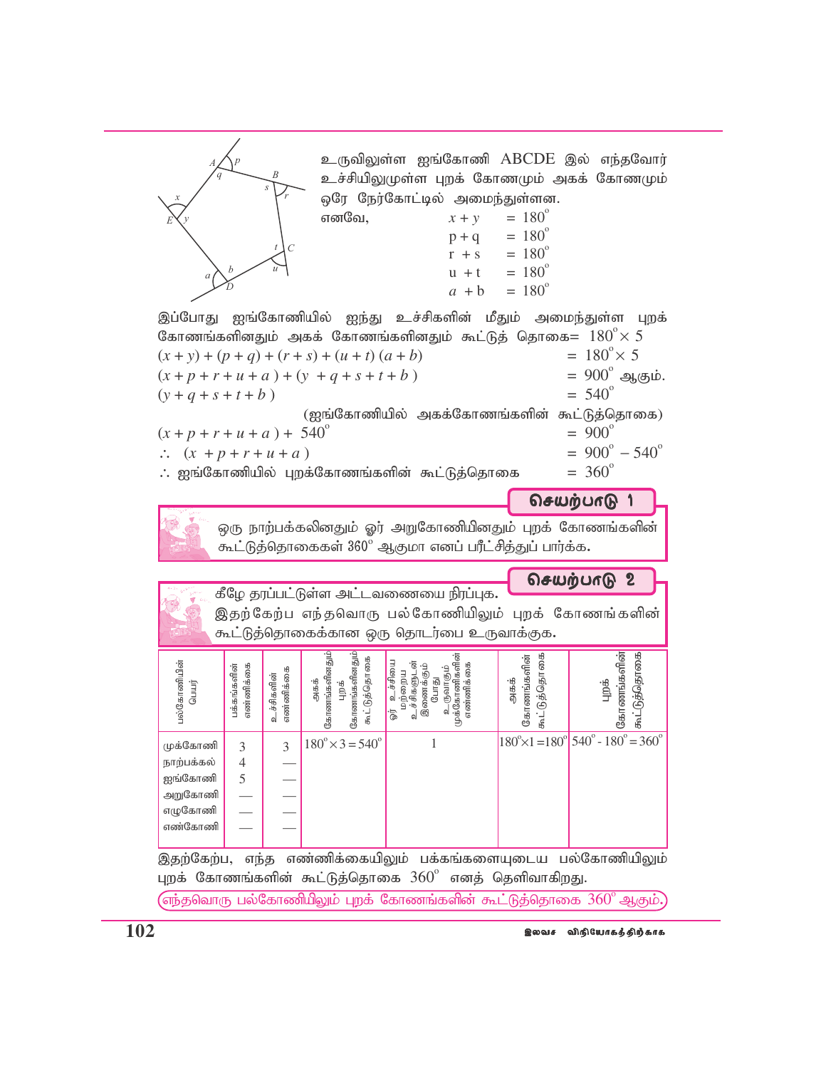உருவிலுள்ள ஐங்கோணி ABCDE இல் எந்தவோர் உச்சியிலுமுள்ள புறக் கோணமும் அகக் கோணமும் ஒரே நேர்கோட்டில் அமைந்துள்ளன.

எனவே,

$$x + y = 180^\circ$$
$$p + q = 180^\circ$$
$$r + s = 180^\circ$$
$$u + t = 180^\circ$$
$$a + b = 180^\circ$$

இப்போது ஐங்கோணியில் ஐந்து உச்சிகளின் மீதும் அமைந்துள்ள புறக் கோணங்களினதும் அகக் கோணங்களினதும் கூட்டுத் தொகை= $180^\circ \times 5$

$(x + y) + (p + q) + (r + s) + (u + t) (a + b) = 180^\circ \times 5$

$(x + p + r + u + a) + (y + q + s + t + b) = 900^\circ$ ஆகும்.

$(y + q + s + t + b) = 540^\circ$

(ஐங்கோணியில் அகக்கோணங்களின் கூட்டுத்தொகை)

$(x + p + r + u + a) + 540^\circ = 900^\circ$

$\therefore (x + p + r + u + a) = 900^\circ - 540^\circ$

$\therefore$ ஐங்கோணியில் புறக்கோணங்களின் கூட்டுத்தொகை $= 360^\circ$

**செயற்பாடு 1**

ஒரு நாற்பக்கலினதும் ஓர் அறுகோணியினதும் புறக் கோணங்களின் கூட்டுத்தொகைகள் $360^\circ$ ஆகுமா எனப் பரீட்சித்துப் பார்க்க.

**செயற்பாடு 2**

கீழே தரப்பட்டுள்ள அட்டவணையை நிரப்புக.
இதற்கேற்ப எந்தவொரு பல்கோணியிலும் புறக் கோணங்களின் கூட்டுத்தொகைக்கான ஒரு தொடர்பை உருவாக்குக.

| பல்கோணியின் பெயர் | பக்கங்களின் எண்ணிக்கை | உச்சிகளின் எண்ணிக்கை | அகக் கோணங்களினதும் புறக் கோணங்களினதும் கூட்டுத்தொகை | ஓர் உச்சியை மற்றைய உச்சிகளுடன் இணைக்கும் போது உருவாகும் முக்கோணிகளின் எண்ணிக்கை | அகக் கோணங்களின் கூட்டுத்தொகை | புறக் கோணங்களின் கூட்டுத்தொகை |
|---|---|---|---|---|---|---|
| முக்கோணி | 3 | 3 | $180^\circ \times 3 = 540^\circ$ | 1 | $180^\circ \times 1 = 180^\circ$ | $540^\circ - 180^\circ = 360^\circ$ |
| நாற்பக்கல் | 4 | — | | | | |
| ஐங்கோணி | 5 | — | | | | |
| அறுகோணி | — | — | | | | |
| எழுகோணி | — | — | | | | |
| எண்கோணி | — | — | | | | |

இதற்கேற்ப, எந்த எண்ணிக்கையிலும் பக்கங்களையுடைய பல்கோணியிலும் புறக் கோணங்களின் கூட்டுத்தொகை $360^\circ$ எனத் தெளிவாகிறது.

எந்தவொரு பல்கோணியிலும் புறக் கோணங்களின் கூட்டுத்தொகை $360^\circ$ ஆகும்.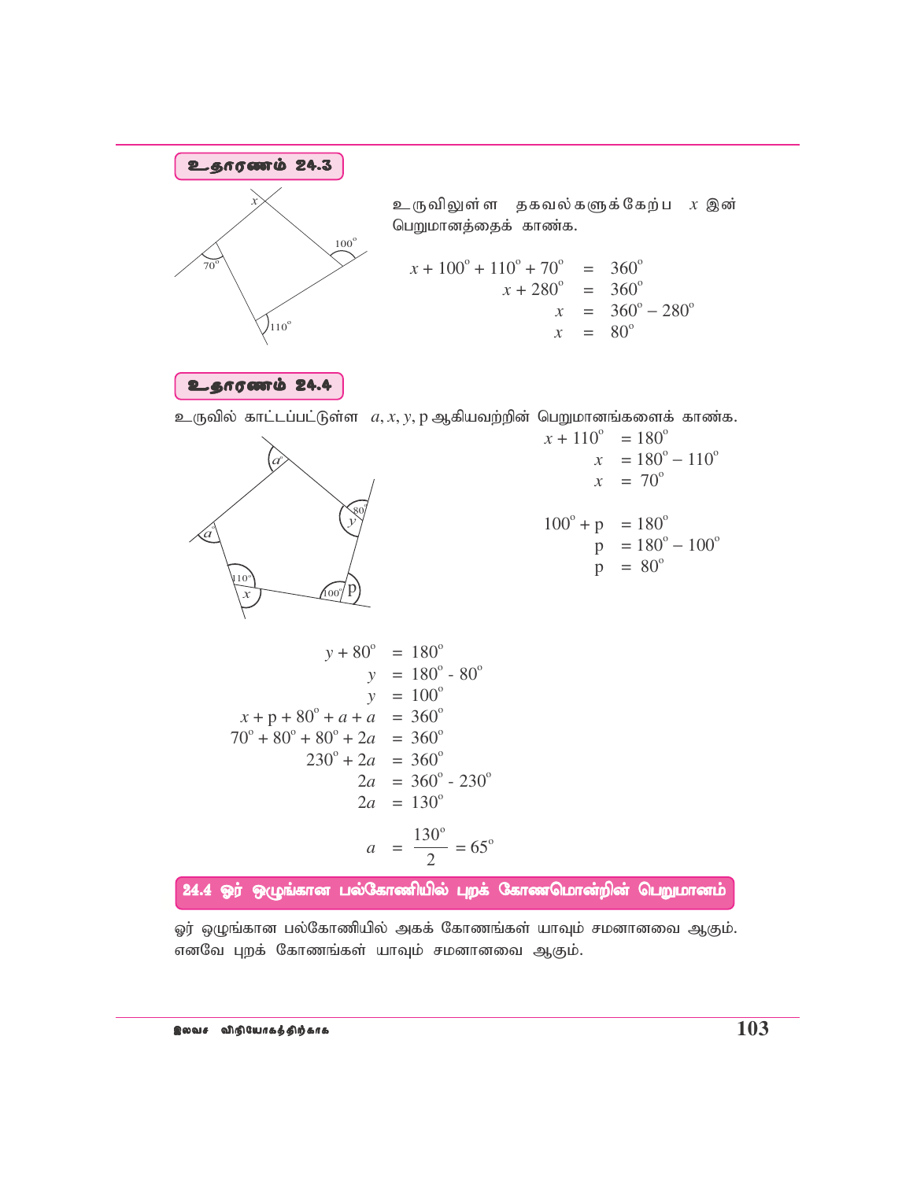## உதாரணம் 24.3

உருவிலுள்ள தகவல்களுக்கேற்ப $x$ இன் பெறுமானத்தைக் காண்க.

$$x + 100^\circ + 110^\circ + 70^\circ = 360^\circ$$
$$x + 280^\circ = 360^\circ$$
$$x = 360^\circ - 280^\circ$$
$$x = 80^\circ$$

## உதாரணம் 24.4

உருவில் காட்டப்பட்டுள்ள $a, x, y,$ p ஆகியவற்றின் பெறுமானங்களைக் காண்க.

$$x + 110^\circ = 180^\circ$$
$$x = 180^\circ - 110^\circ$$
$$x = 70^\circ$$

$$100^\circ + \text{p} = 180^\circ$$
$$\text{p} = 180^\circ - 100^\circ$$
$$\text{p} = 80^\circ$$

$$y + 80^\circ = 180^\circ$$
$$y = 180^\circ - 80^\circ$$
$$y = 100^\circ$$
$$x + \text{p} + 80^\circ + a + a = 360^\circ$$
$$70^\circ + 80^\circ + 80^\circ + 2a = 360^\circ$$
$$230^\circ + 2a = 360^\circ$$
$$2a = 360^\circ - 230^\circ$$
$$2a = 130^\circ$$
$$a = \frac{130^\circ}{2} = 65^\circ$$

## 24.4 ஓர் ஒழுங்கான பல்கோணியில் புறக் கோணமொன்றின் பெறுமானம்

ஓர் ஒழுங்கான பல்கோணியில் அகக் கோணங்கள் யாவும் சமனானவை ஆகும். எனவே புறக் கோணங்கள் யாவும் சமனானவை ஆகும்.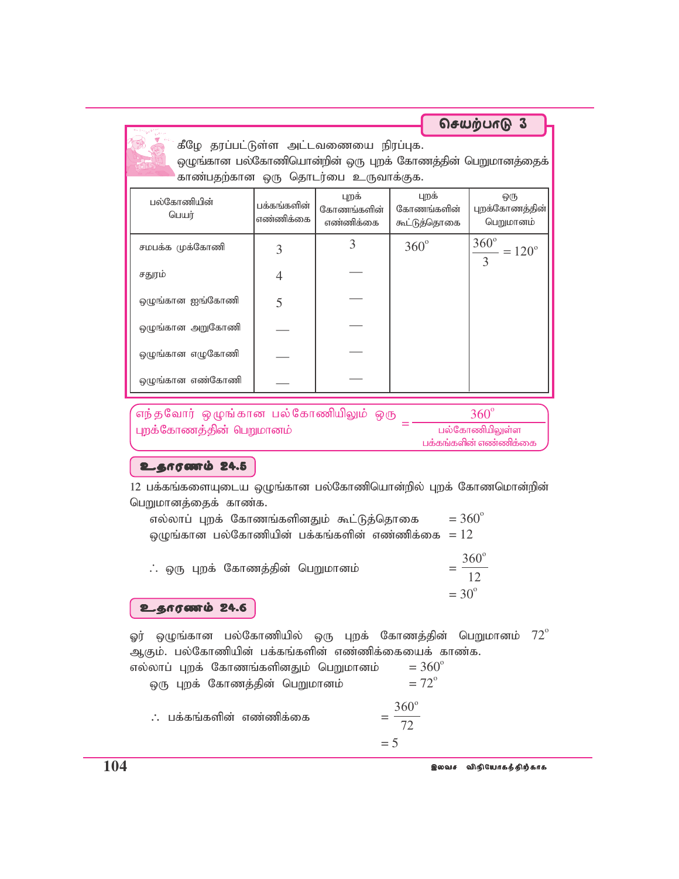## செயற்பாடு 3

கீழே தரப்பட்டுள்ள அட்டவணையை நிரப்புக.
ஒழுங்கான பல்கோணியொன்றின் ஒரு புறக் கோணத்தின் பெறுமானத்தைக் காண்பதற்கான ஒரு தொடர்பை உருவாக்குக.

| பல்கோணியின் பெயர் | பக்கங்களின் எண்ணிக்கை | புறக் கோணங்களின் எண்ணிக்கை | புறக் கோணங்களின் கூட்டுத்தொகை | ஒரு புறக்கோணத்தின் பெறுமானம் |
|---|---|---|---|---|
| சமபக்க முக்கோணி | 3 | 3 | $360^\circ$ | $\frac{360^\circ}{3} = 120^\circ$ |
| சதுரம் | 4 | — | | |
| ஒழுங்கான ஐங்கோணி | 5 | — | | |
| ஒழுங்கான அறுகோணி | — | — | | |
| ஒழுங்கான எழுகோணி | — | — | | |
| ஒழுங்கான எண்கோணி | — | — | | |

எந்தவோர் ஒழுங்கான பல்கோணியிலும் ஒரு புறக்கோணத்தின் பெறுமானம் $= \dfrac{360^\circ}{\text{பல்கோணியிலுள்ள பக்கங்களின் எண்ணிக்கை}}$

### உதாரணம் 24.5

12 பக்கங்களையுடைய ஒழுங்கான பல்கோணியொன்றில் புறக் கோணமொன்றின் பெறுமானத்தைக் காண்க.

எல்லாப் புறக் கோணங்களினதும் கூட்டுத்தொகை $= 360^\circ$
ஒழுங்கான பல்கோணியின் பக்கங்களின் எண்ணிக்கை $= 12$

$\therefore$ ஒரு புறக் கோணத்தின் பெறுமானம் $= \dfrac{360^\circ}{12}$

$= 30^\circ$

### உதாரணம் 24.6

ஓர் ஒழுங்கான பல்கோணியில் ஒரு புறக் கோணத்தின் பெறுமானம் $72^\circ$ ஆகும். பல்கோணியின் பக்கங்களின் எண்ணிக்கையைக் காண்க.

எல்லாப் புறக் கோணங்களினதும் பெறுமானம் $= 360^\circ$
ஒரு புறக் கோணத்தின் பெறுமானம் $= 72^\circ$

$\therefore$ பக்கங்களின் எண்ணிக்கை $= \dfrac{360^\circ}{72}$

$= 5$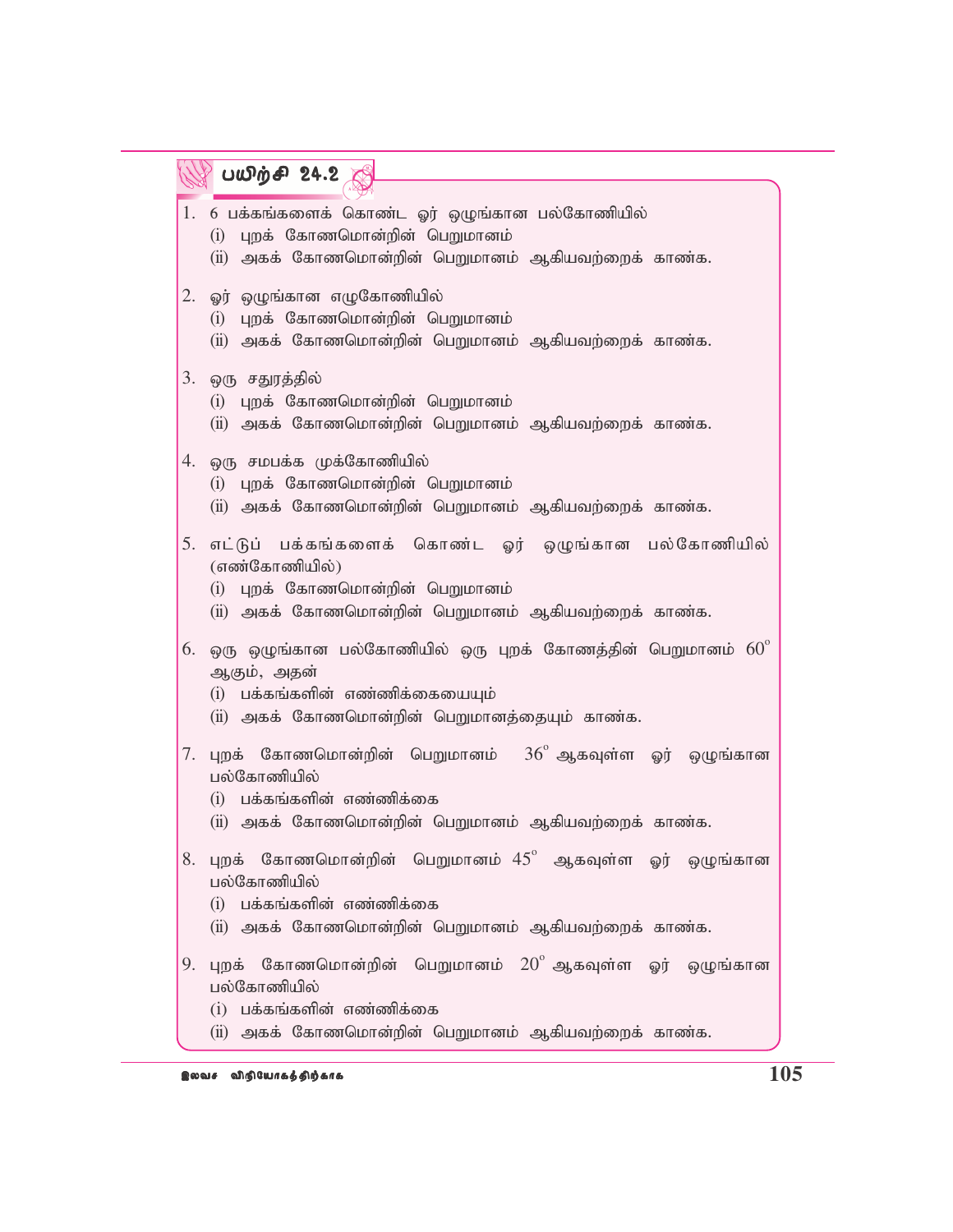## பயிற்சி 24.2

1. 6 பக்கங்களைக் கொண்ட ஓர் ஒழுங்கான பல்கோணியில்
   (i) புறக் கோணமொன்றின் பெறுமானம்
   (ii) அகக் கோணமொன்றின் பெறுமானம் ஆகியவற்றைக் காண்க.

2. ஓர் ஒழுங்கான எழுகோணியில்
   (i) புறக் கோணமொன்றின் பெறுமானம்
   (ii) அகக் கோணமொன்றின் பெறுமானம் ஆகியவற்றைக் காண்க.

3. ஒரு சதுரத்தில்
   (i) புறக் கோணமொன்றின் பெறுமானம்
   (ii) அகக் கோணமொன்றின் பெறுமானம் ஆகியவற்றைக் காண்க.

4. ஒரு சமபக்க முக்கோணியில்
   (i) புறக் கோணமொன்றின் பெறுமானம்
   (ii) அகக் கோணமொன்றின் பெறுமானம் ஆகியவற்றைக் காண்க.

5. எட்டுப் பக்கங்களைக் கொண்ட ஓர் ஒழுங்கான பல்கோணியில் (எண்கோணியில்)
   (i) புறக் கோணமொன்றின் பெறுமானம்
   (ii) அகக் கோணமொன்றின் பெறுமானம் ஆகியவற்றைக் காண்க.

6. ஒரு ஒழுங்கான பல்கோணியில் ஒரு புறக் கோணத்தின் பெறுமானம் $60^\circ$ ஆகும், அதன்
   (i) பக்கங்களின் எண்ணிக்கையையும்
   (ii) அகக் கோணமொன்றின் பெறுமானத்தையும் காண்க.

7. புறக் கோணமொன்றின் பெறுமானம் $36^\circ$ ஆகவுள்ள ஓர் ஒழுங்கான பல்கோணியில்
   (i) பக்கங்களின் எண்ணிக்கை
   (ii) அகக் கோணமொன்றின் பெறுமானம் ஆகியவற்றைக் காண்க.

8. புறக் கோணமொன்றின் பெறுமானம் $45^\circ$ ஆகவுள்ள ஓர் ஒழுங்கான பல்கோணியில்
   (i) பக்கங்களின் எண்ணிக்கை
   (ii) அகக் கோணமொன்றின் பெறுமானம் ஆகியவற்றைக் காண்க.

9. புறக் கோணமொன்றின் பெறுமானம் $20^\circ$ ஆகவுள்ள ஓர் ஒழுங்கான பல்கோணியில்
   (i) பக்கங்களின் எண்ணிக்கை
   (ii) அகக் கோணமொன்றின் பெறுமானம் ஆகியவற்றைக் காண்க.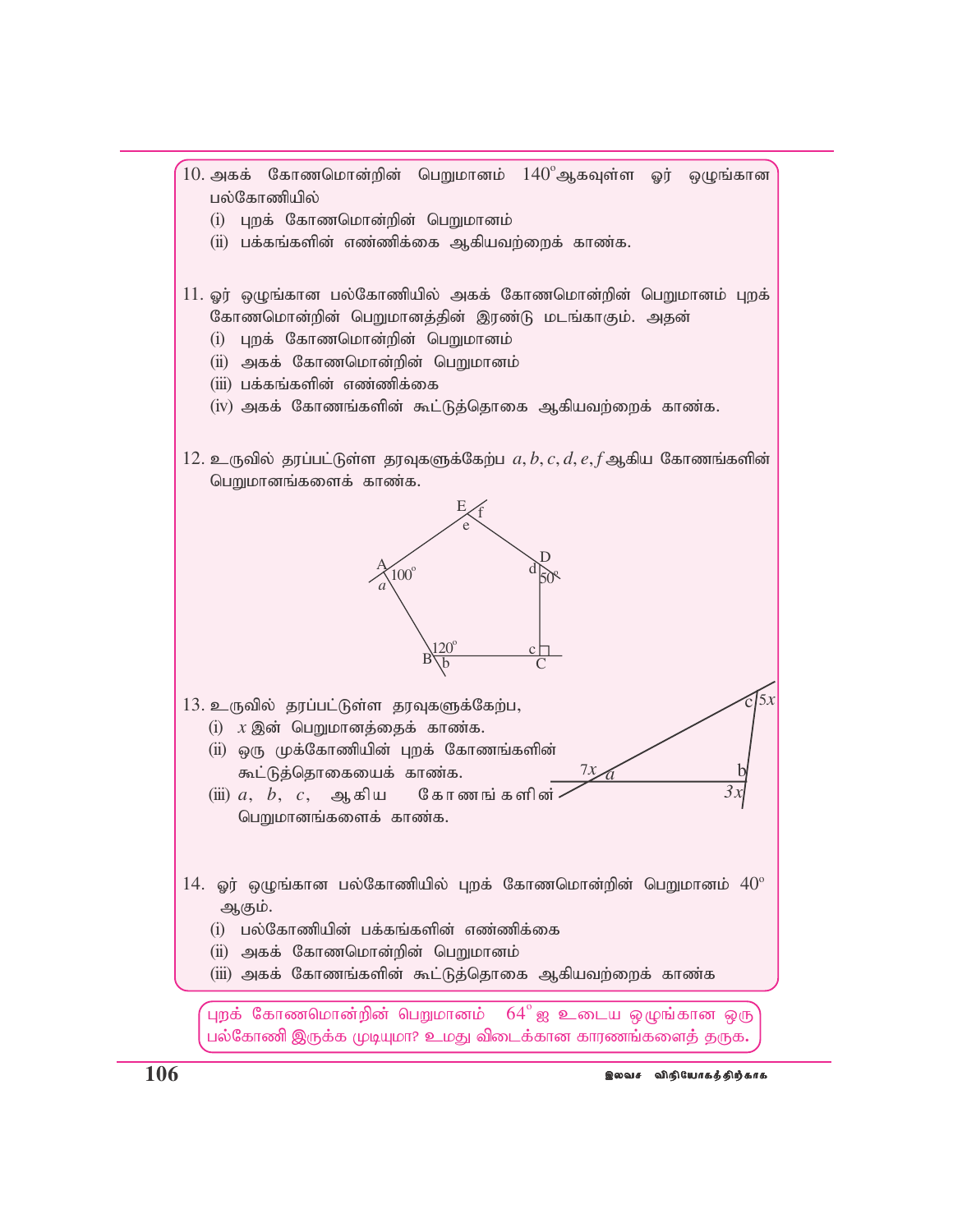10. அகக் கோணமொன்றின் பெறுமானம் $140^\circ$ ஆகவுள்ள ஓர் ஒழுங்கான பல்கோணியில்
   - (i) புறக் கோணமொன்றின் பெறுமானம்
   - (ii) பக்கங்களின் எண்ணிக்கை ஆகியவற்றைக் காண்க.

11. ஓர் ஒழுங்கான பல்கோணியில் அகக் கோணமொன்றின் பெறுமானம் புறக் கோணமொன்றின் பெறுமானத்தின் இரண்டு மடங்காகும். அதன்
   - (i) புறக் கோணமொன்றின் பெறுமானம்
   - (ii) அகக் கோணமொன்றின் பெறுமானம்
   - (iii) பக்கங்களின் எண்ணிக்கை
   - (iv) அகக் கோணங்களின் கூட்டுத்தொகை ஆகியவற்றைக் காண்க.

12. உருவில் தரப்பட்டுள்ள தரவுகளுக்கேற்ப $a, b, c, d, e, f$ ஆகிய கோணங்களின் பெறுமானங்களைக் காண்க.

E f e D d 50° A 100° a 120° B b c C

13. உருவில் தரப்பட்டுள்ள தரவுகளுக்கேற்ப,
   - (i) $x$ இன் பெறுமானத்தைக் காண்க.
   - (ii) ஒரு முக்கோணியின் புறக் கோணங்களின் கூட்டுத்தொகையைக் காண்க.
   - (iii) $a$, $b$, $c$, ஆகிய கோணங்களின் பெறுமானங்களைக் காண்க.

c 5x 7x a b 3x

14. ஓர் ஒழுங்கான பல்கோணியில் புறக் கோணமொன்றின் பெறுமானம் $40^\circ$ ஆகும்.
   - (i) பல்கோணியின் பக்கங்களின் எண்ணிக்கை
   - (ii) அகக் கோணமொன்றின் பெறுமானம்
   - (iii) அகக் கோணங்களின் கூட்டுத்தொகை ஆகியவற்றைக் காண்க

புறக் கோணமொன்றின் பெறுமானம் $64^\circ$ ஐ உடைய ஒழுங்கான ஒரு பல்கோணி இருக்க முடியுமா? உமது விடைக்கான காரணங்களைத் தருக.